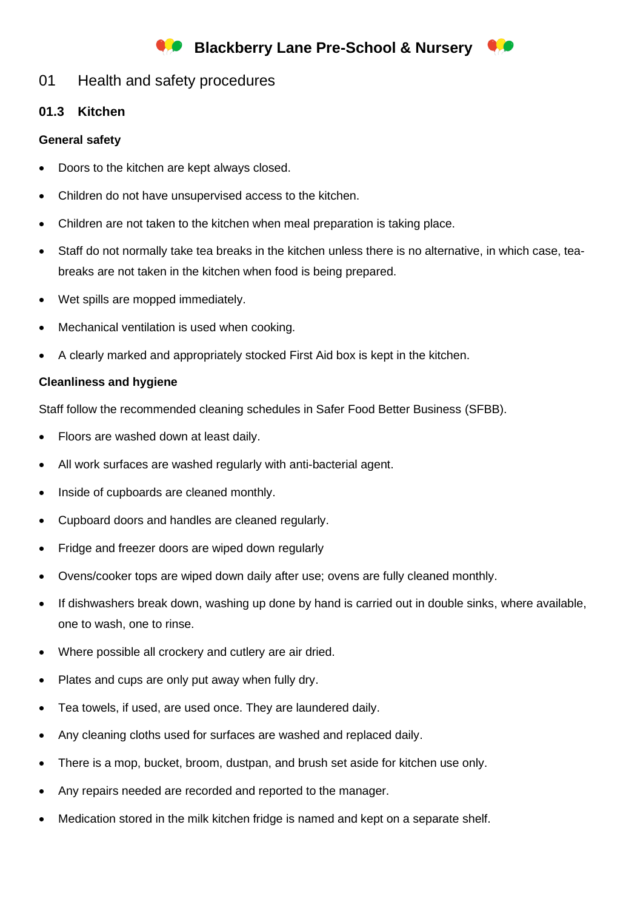# Blackberry Lane Pre-School & Nursery

## 01 Health and safety procedures

### 01.3 Kitchen

**General safety**

- Doors to the kitchen are kept always closed.
- Children do not have unsupervised access to the kitchen.
- Children are not taken to the kitchen when meal preparation is taking place.
- Staff do not normally take tea breaks in the kitchen unless there is no alternative, in which case, tea-breaks are not taken in the kitchen when food is being prepared.
- Wet spills are mopped immediately.
- Mechanical ventilation is used when cooking.
- A clearly marked and appropriately stocked First Aid box is kept in the kitchen.

**Cleanliness and hygiene**

Staff follow the recommended cleaning schedules in Safer Food Better Business (SFBB).

- Floors are washed down at least daily.
- All work surfaces are washed regularly with anti-bacterial agent.
- Inside of cupboards are cleaned monthly.
- Cupboard doors and handles are cleaned regularly.
- Fridge and freezer doors are wiped down regularly
- Ovens/cooker tops are wiped down daily after use; ovens are fully cleaned monthly.
- If dishwashers break down, washing up done by hand is carried out in double sinks, where available, one to wash, one to rinse.
- Where possible all crockery and cutlery are air dried.
- Plates and cups are only put away when fully dry.
- Tea towels, if used, are used once. They are laundered daily.
- Any cleaning cloths used for surfaces are washed and replaced daily.
- There is a mop, bucket, broom, dustpan, and brush set aside for kitchen use only.
- Any repairs needed are recorded and reported to the manager.
- Medication stored in the milk kitchen fridge is named and kept on a separate shelf.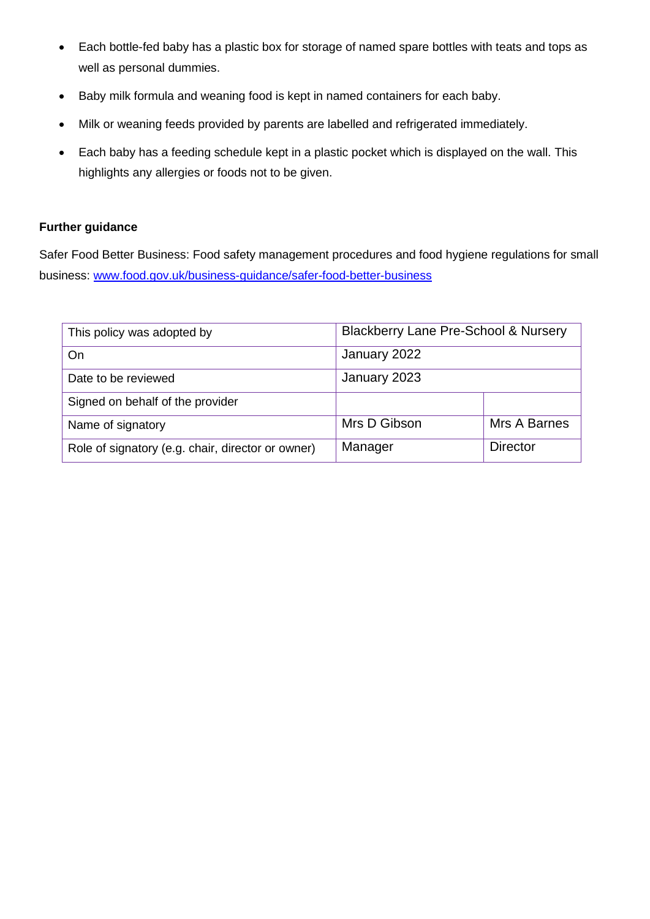- Each bottle-fed baby has a plastic box for storage of named spare bottles with teats and tops as well as personal dummies.
- Baby milk formula and weaning food is kept in named containers for each baby.
- Milk or weaning feeds provided by parents are labelled and refrigerated immediately.
- Each baby has a feeding schedule kept in a plastic pocket which is displayed on the wall. This highlights any allergies or foods not to be given.

**Further guidance**

Safer Food Better Business: Food safety management procedures and food hygiene regulations for small business: [www.food.gov.uk/business-guidance/safer-food-better-business](www.food.gov.uk/business-guidance/safer-food-better-business)

| | | |
|---|---|---|
| This policy was adopted by | Blackberry Lane Pre-School & Nursery | |
| On | January 2022 | |
| Date to be reviewed | January 2023 | |
| Signed on behalf of the provider | | |
| Name of signatory | Mrs D Gibson | Mrs A Barnes |
| Role of signatory (e.g. chair, director or owner) | Manager | Director |